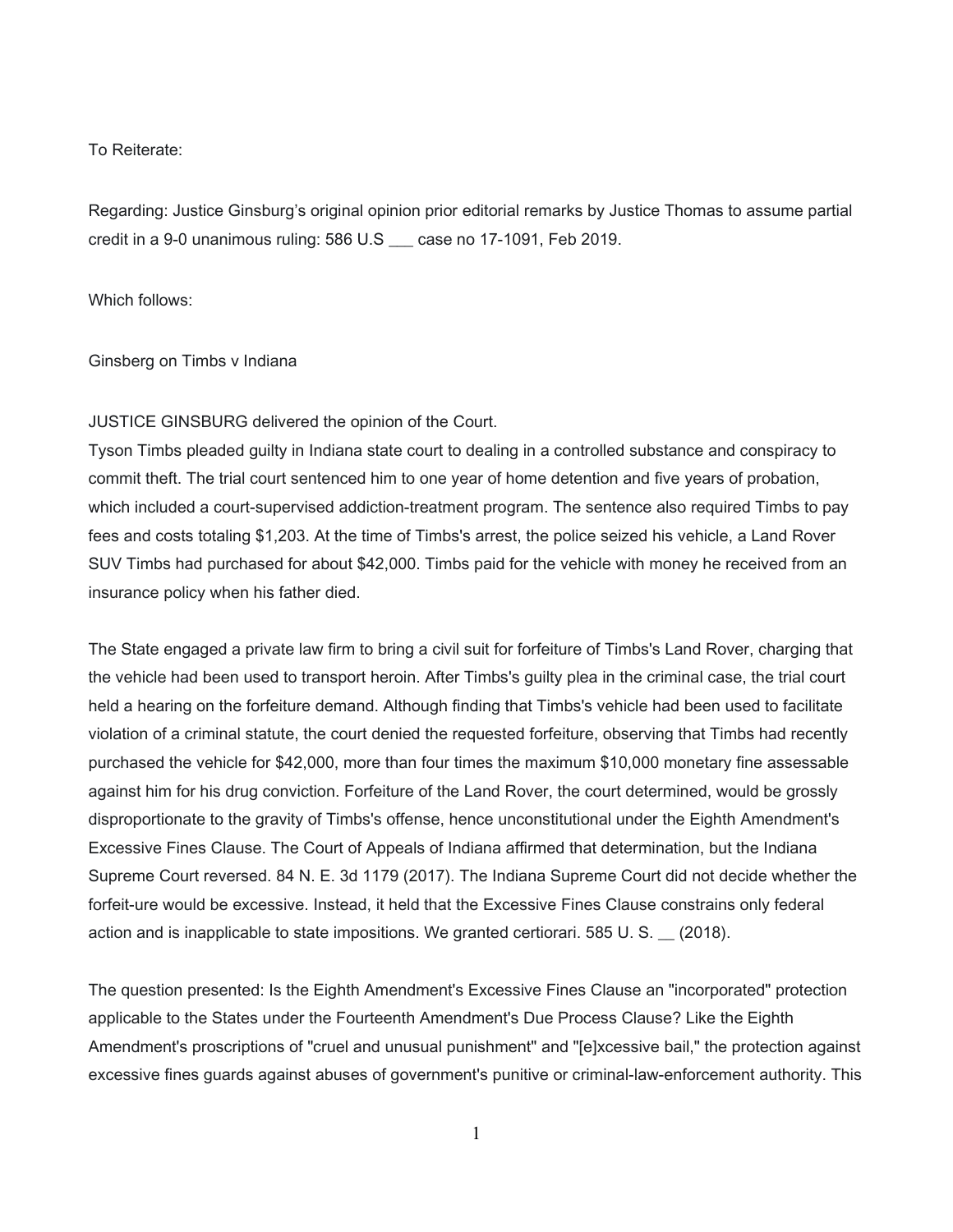To Reiterate:

Regarding: Justice Ginsburg's original opinion prior editorial remarks by Justice Thomas to assume partial credit in a 9-0 unanimous ruling: 586 U.S ___ case no 17-1091, Feb 2019.

Which follows:

Ginsberg on Timbs v Indiana

JUSTICE GINSBURG delivered the opinion of the Court.

Tyson Timbs pleaded guilty in Indiana state court to dealing in a controlled substance and conspiracy to commit theft. The trial court sentenced him to one year of home detention and five years of probation, which included a court-supervised addiction-treatment program. The sentence also required Timbs to pay fees and costs totaling $1,203. At the time of Timbs's arrest, the police seized his vehicle, a Land Rover SUV Timbs had purchased for about $42,000. Timbs paid for the vehicle with money he received from an insurance policy when his father died.

The State engaged a private law firm to bring a civil suit for forfeiture of Timbs's Land Rover, charging that the vehicle had been used to transport heroin. After Timbs's guilty plea in the criminal case, the trial court held a hearing on the forfeiture demand. Although finding that Timbs's vehicle had been used to facilitate violation of a criminal statute, the court denied the requested forfeiture, observing that Timbs had recently purchased the vehicle for $42,000, more than four times the maximum $10,000 monetary fine assessable against him for his drug conviction. Forfeiture of the Land Rover, the court determined, would be grossly disproportionate to the gravity of Timbs's offense, hence unconstitutional under the Eighth Amendment's Excessive Fines Clause. The Court of Appeals of Indiana affirmed that determination, but the Indiana Supreme Court reversed. 84 N. E. 3d 1179 (2017). The Indiana Supreme Court did not decide whether the forfeit-ure would be excessive. Instead, it held that the Excessive Fines Clause constrains only federal action and is inapplicable to state impositions. We granted certiorari. 585 U. S. __ (2018).

The question presented: Is the Eighth Amendment's Excessive Fines Clause an "incorporated" protection applicable to the States under the Fourteenth Amendment's Due Process Clause? Like the Eighth Amendment's proscriptions of "cruel and unusual punishment" and "[e]xcessive bail," the protection against excessive fines guards against abuses of government's punitive or criminal-law-enforcement authority. This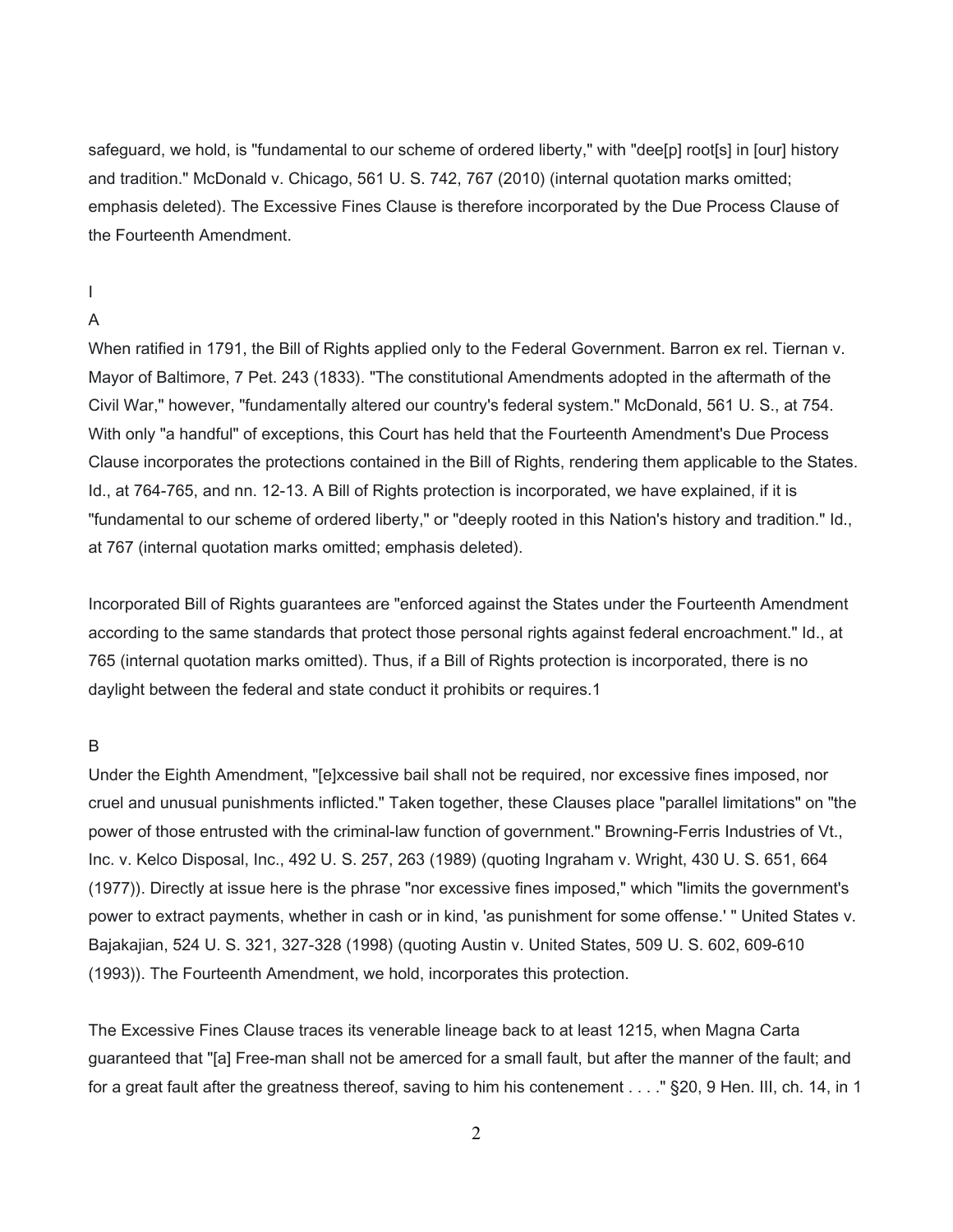safeguard, we hold, is "fundamental to our scheme of ordered liberty," with "dee[p] root[s] in [our] history and tradition." McDonald v. Chicago, 561 U. S. 742, 767 (2010) (internal quotation marks omitted; emphasis deleted). The Excessive Fines Clause is therefore incorporated by the Due Process Clause of the Fourteenth Amendment.

# I

## A

When ratified in 1791, the Bill of Rights applied only to the Federal Government. Barron ex rel. Tiernan v. Mayor of Baltimore, 7 Pet. 243 (1833). "The constitutional Amendments adopted in the aftermath of the Civil War," however, "fundamentally altered our country's federal system." McDonald, 561 U. S., at 754. With only "a handful" of exceptions, this Court has held that the Fourteenth Amendment's Due Process Clause incorporates the protections contained in the Bill of Rights, rendering them applicable to the States. Id., at 764-765, and nn. 12-13. A Bill of Rights protection is incorporated, we have explained, if it is "fundamental to our scheme of ordered liberty," or "deeply rooted in this Nation's history and tradition." Id., at 767 (internal quotation marks omitted; emphasis deleted).

Incorporated Bill of Rights guarantees are "enforced against the States under the Fourteenth Amendment according to the same standards that protect those personal rights against federal encroachment." Id., at 765 (internal quotation marks omitted). Thus, if a Bill of Rights protection is incorporated, there is no daylight between the federal and state conduct it prohibits or requires.[1]

## B

Under the Eighth Amendment, "[e]xcessive bail shall not be required, nor excessive fines imposed, nor cruel and unusual punishments inflicted." Taken together, these Clauses place "parallel limitations" on "the power of those entrusted with the criminal-law function of government." Browning-Ferris Industries of Vt., Inc. v. Kelco Disposal, Inc., 492 U. S. 257, 263 (1989) (quoting Ingraham v. Wright, 430 U. S. 651, 664 (1977)). Directly at issue here is the phrase "nor excessive fines imposed," which "limits the government's power to extract payments, whether in cash or in kind, 'as punishment for some offense.' " United States v. Bajakajian, 524 U. S. 321, 327-328 (1998) (quoting Austin v. United States, 509 U. S. 602, 609-610 (1993)). The Fourteenth Amendment, we hold, incorporates this protection.

The Excessive Fines Clause traces its venerable lineage back to at least 1215, when Magna Carta guaranteed that "[a] Free-man shall not be amerced for a small fault, but after the manner of the fault; and for a great fault after the greatness thereof, saving to him his contenement . . . ." §20, 9 Hen. III, ch. 14, in 1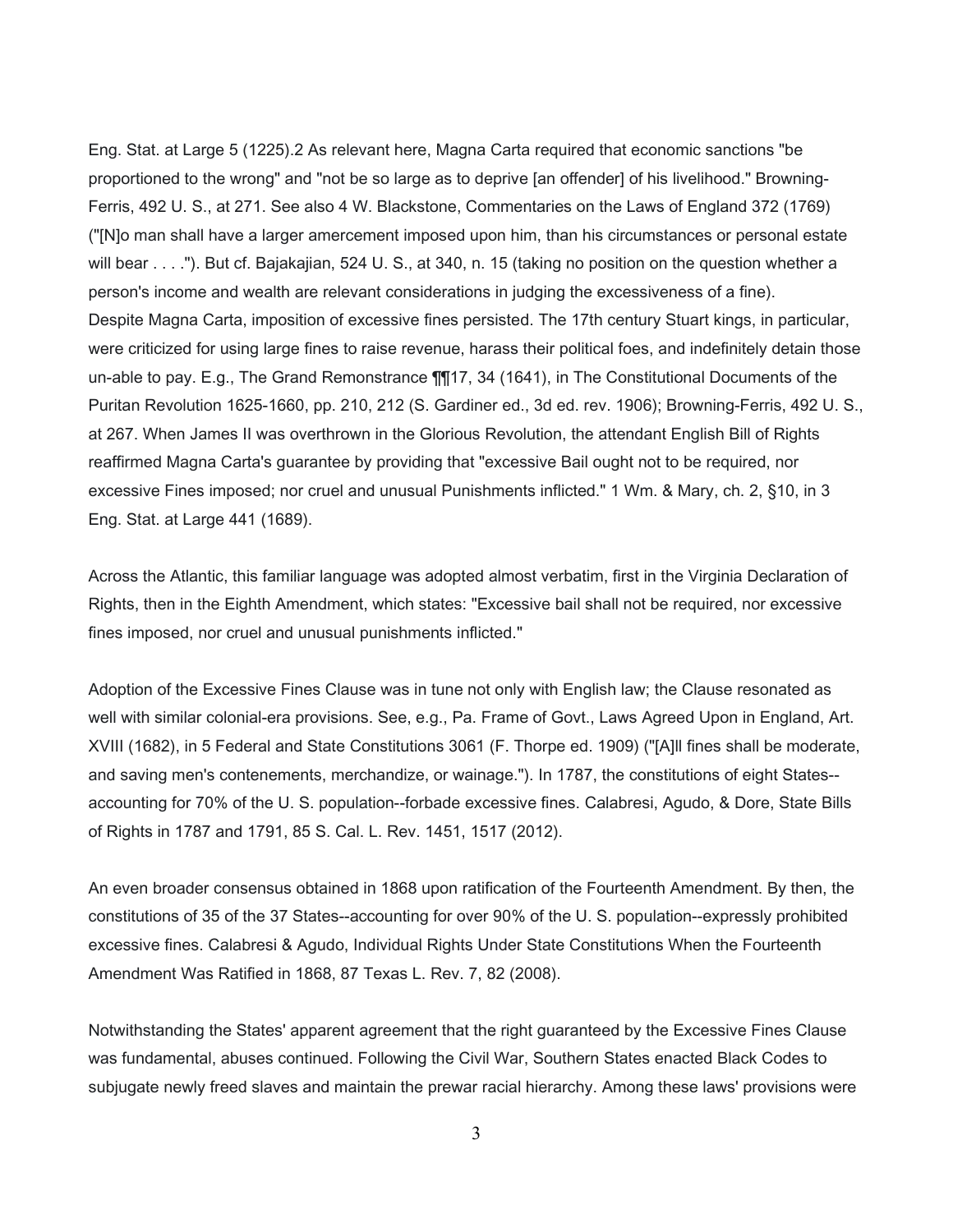Eng. Stat. at Large 5 (1225).2 As relevant here, Magna Carta required that economic sanctions "be proportioned to the wrong" and "not be so large as to deprive [an offender] of his livelihood." Browning-Ferris, 492 U. S., at 271. See also 4 W. Blackstone, Commentaries on the Laws of England 372 (1769) ("[N]o man shall have a larger amercement imposed upon him, than his circumstances or personal estate will bear . . . ."). But cf. Bajakajian, 524 U. S., at 340, n. 15 (taking no position on the question whether a person's income and wealth are relevant considerations in judging the excessiveness of a fine). Despite Magna Carta, imposition of excessive fines persisted. The 17th century Stuart kings, in particular, were criticized for using large fines to raise revenue, harass their political foes, and indefinitely detain those un-able to pay. E.g., The Grand Remonstrance ¶¶17, 34 (1641), in The Constitutional Documents of the Puritan Revolution 1625-1660, pp. 210, 212 (S. Gardiner ed., 3d ed. rev. 1906); Browning-Ferris, 492 U. S., at 267. When James II was overthrown in the Glorious Revolution, the attendant English Bill of Rights reaffirmed Magna Carta's guarantee by providing that "excessive Bail ought not to be required, nor excessive Fines imposed; nor cruel and unusual Punishments inflicted." 1 Wm. & Mary, ch. 2, §10, in 3 Eng. Stat. at Large 441 (1689).

Across the Atlantic, this familiar language was adopted almost verbatim, first in the Virginia Declaration of Rights, then in the Eighth Amendment, which states: "Excessive bail shall not be required, nor excessive fines imposed, nor cruel and unusual punishments inflicted."

Adoption of the Excessive Fines Clause was in tune not only with English law; the Clause resonated as well with similar colonial-era provisions. See, e.g., Pa. Frame of Govt., Laws Agreed Upon in England, Art. XVIII (1682), in 5 Federal and State Constitutions 3061 (F. Thorpe ed. 1909) ("[A]ll fines shall be moderate, and saving men's contenements, merchandize, or wainage."). In 1787, the constitutions of eight States--accounting for 70% of the U. S. population--forbade excessive fines. Calabresi, Agudo, & Dore, State Bills of Rights in 1787 and 1791, 85 S. Cal. L. Rev. 1451, 1517 (2012).

An even broader consensus obtained in 1868 upon ratification of the Fourteenth Amendment. By then, the constitutions of 35 of the 37 States--accounting for over 90% of the U. S. population--expressly prohibited excessive fines. Calabresi & Agudo, Individual Rights Under State Constitutions When the Fourteenth Amendment Was Ratified in 1868, 87 Texas L. Rev. 7, 82 (2008).

Notwithstanding the States' apparent agreement that the right guaranteed by the Excessive Fines Clause was fundamental, abuses continued. Following the Civil War, Southern States enacted Black Codes to subjugate newly freed slaves and maintain the prewar racial hierarchy. Among these laws' provisions were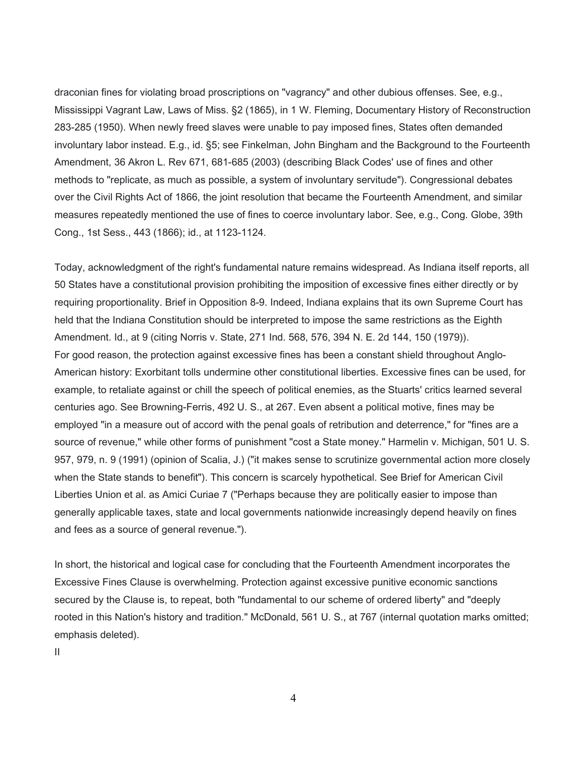draconian fines for violating broad proscriptions on "vagrancy" and other dubious offenses. See, e.g., Mississippi Vagrant Law, Laws of Miss. §2 (1865), in 1 W. Fleming, Documentary History of Reconstruction 283-285 (1950). When newly freed slaves were unable to pay imposed fines, States often demanded involuntary labor instead. E.g., id. §5; see Finkelman, John Bingham and the Background to the Fourteenth Amendment, 36 Akron L. Rev 671, 681-685 (2003) (describing Black Codes' use of fines and other methods to "replicate, as much as possible, a system of involuntary servitude"). Congressional debates over the Civil Rights Act of 1866, the joint resolution that became the Fourteenth Amendment, and similar measures repeatedly mentioned the use of fines to coerce involuntary labor. See, e.g., Cong. Globe, 39th Cong., 1st Sess., 443 (1866); id., at 1123-1124.

Today, acknowledgment of the right's fundamental nature remains widespread. As Indiana itself reports, all 50 States have a constitutional provision prohibiting the imposition of excessive fines either directly or by requiring proportionality. Brief in Opposition 8-9. Indeed, Indiana explains that its own Supreme Court has held that the Indiana Constitution should be interpreted to impose the same restrictions as the Eighth Amendment. Id., at 9 (citing Norris v. State, 271 Ind. 568, 576, 394 N. E. 2d 144, 150 (1979)).
For good reason, the protection against excessive fines has been a constant shield throughout Anglo-American history: Exorbitant tolls undermine other constitutional liberties. Excessive fines can be used, for example, to retaliate against or chill the speech of political enemies, as the Stuarts' critics learned several centuries ago. See Browning-Ferris, 492 U. S., at 267. Even absent a political motive, fines may be employed "in a measure out of accord with the penal goals of retribution and deterrence," for "fines are a source of revenue," while other forms of punishment "cost a State money." Harmelin v. Michigan, 501 U. S. 957, 979, n. 9 (1991) (opinion of Scalia, J.) ("it makes sense to scrutinize governmental action more closely when the State stands to benefit"). This concern is scarcely hypothetical. See Brief for American Civil Liberties Union et al. as Amici Curiae 7 ("Perhaps because they are politically easier to impose than generally applicable taxes, state and local governments nationwide increasingly depend heavily on fines and fees as a source of general revenue.").

In short, the historical and logical case for concluding that the Fourteenth Amendment incorporates the Excessive Fines Clause is overwhelming. Protection against excessive punitive economic sanctions secured by the Clause is, to repeat, both "fundamental to our scheme of ordered liberty" and "deeply rooted in this Nation's history and tradition." McDonald, 561 U. S., at 767 (internal quotation marks omitted; emphasis deleted).

## II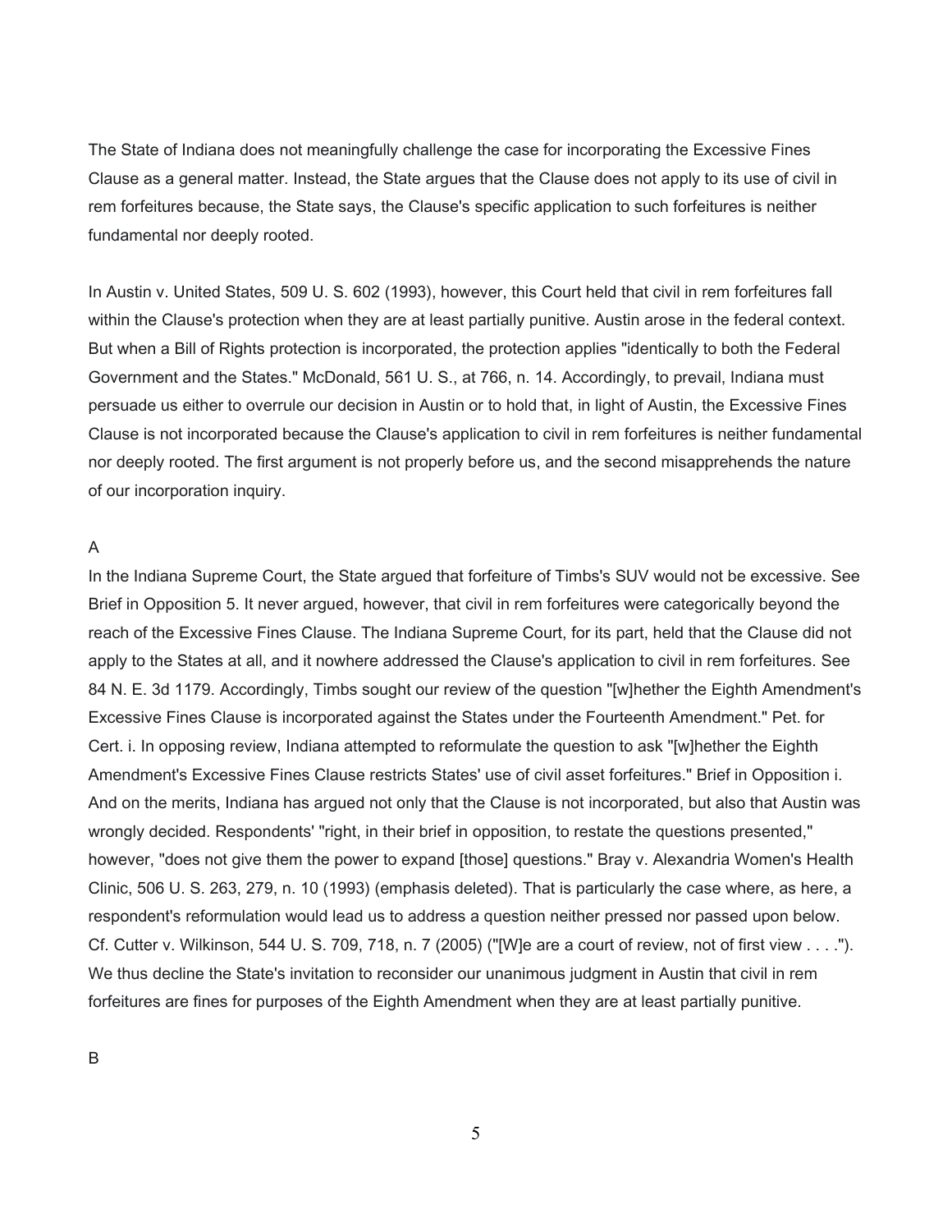The State of Indiana does not meaningfully challenge the case for incorporating the Excessive Fines Clause as a general matter. Instead, the State argues that the Clause does not apply to its use of civil in rem forfeitures because, the State says, the Clause's specific application to such forfeitures is neither fundamental nor deeply rooted.

In Austin v. United States, 509 U. S. 602 (1993), however, this Court held that civil in rem forfeitures fall within the Clause's protection when they are at least partially punitive. Austin arose in the federal context. But when a Bill of Rights protection is incorporated, the protection applies "identically to both the Federal Government and the States." McDonald, 561 U. S., at 766, n. 14. Accordingly, to prevail, Indiana must persuade us either to overrule our decision in Austin or to hold that, in light of Austin, the Excessive Fines Clause is not incorporated because the Clause's application to civil in rem forfeitures is neither fundamental nor deeply rooted. The first argument is not properly before us, and the second misapprehends the nature of our incorporation inquiry.

A

In the Indiana Supreme Court, the State argued that forfeiture of Timbs's SUV would not be excessive. See Brief in Opposition 5. It never argued, however, that civil in rem forfeitures were categorically beyond the reach of the Excessive Fines Clause. The Indiana Supreme Court, for its part, held that the Clause did not apply to the States at all, and it nowhere addressed the Clause's application to civil in rem forfeitures. See 84 N. E. 3d 1179. Accordingly, Timbs sought our review of the question "[w]hether the Eighth Amendment's Excessive Fines Clause is incorporated against the States under the Fourteenth Amendment." Pet. for Cert. i. In opposing review, Indiana attempted to reformulate the question to ask "[w]hether the Eighth Amendment's Excessive Fines Clause restricts States' use of civil asset forfeitures." Brief in Opposition i. And on the merits, Indiana has argued not only that the Clause is not incorporated, but also that Austin was wrongly decided. Respondents' "right, in their brief in opposition, to restate the questions presented," however, "does not give them the power to expand [those] questions." Bray v. Alexandria Women's Health Clinic, 506 U. S. 263, 279, n. 10 (1993) (emphasis deleted). That is particularly the case where, as here, a respondent's reformulation would lead us to address a question neither pressed nor passed upon below. Cf. Cutter v. Wilkinson, 544 U. S. 709, 718, n. 7 (2005) ("[W]e are a court of review, not of first view . . . ."). We thus decline the State's invitation to reconsider our unanimous judgment in Austin that civil in rem forfeitures are fines for purposes of the Eighth Amendment when they are at least partially punitive.

B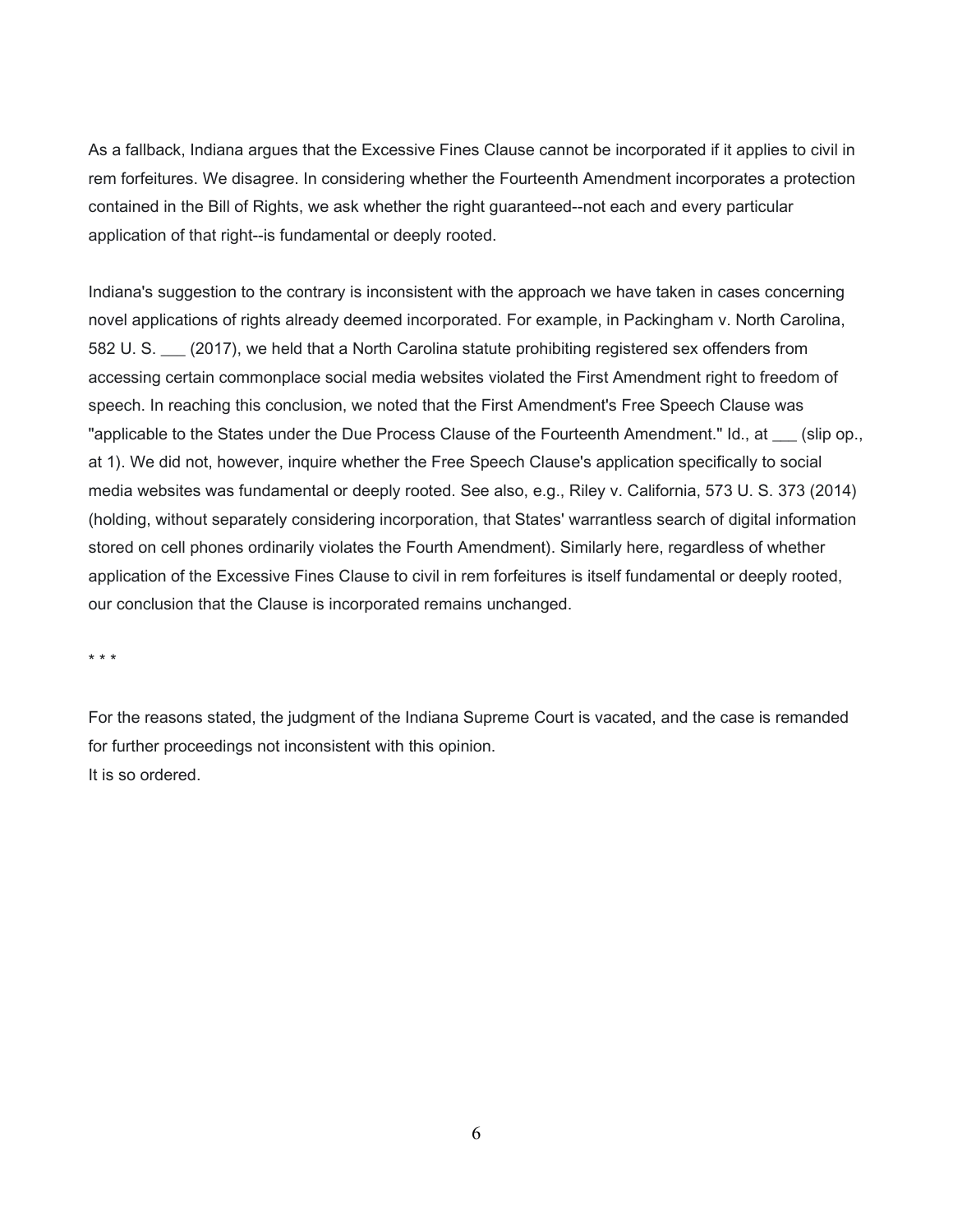As a fallback, Indiana argues that the Excessive Fines Clause cannot be incorporated if it applies to civil in rem forfeitures. We disagree. In considering whether the Fourteenth Amendment incorporates a protection contained in the Bill of Rights, we ask whether the right guaranteed--not each and every particular application of that right--is fundamental or deeply rooted.

Indiana's suggestion to the contrary is inconsistent with the approach we have taken in cases concerning novel applications of rights already deemed incorporated. For example, in Packingham v. North Carolina, 582 U. S. ___ (2017), we held that a North Carolina statute prohibiting registered sex offenders from accessing certain commonplace social media websites violated the First Amendment right to freedom of speech. In reaching this conclusion, we noted that the First Amendment's Free Speech Clause was "applicable to the States under the Due Process Clause of the Fourteenth Amendment." Id., at ___ (slip op., at 1). We did not, however, inquire whether the Free Speech Clause's application specifically to social media websites was fundamental or deeply rooted. See also, e.g., Riley v. California, 573 U. S. 373 (2014) (holding, without separately considering incorporation, that States' warrantless search of digital information stored on cell phones ordinarily violates the Fourth Amendment). Similarly here, regardless of whether application of the Excessive Fines Clause to civil in rem forfeitures is itself fundamental or deeply rooted, our conclusion that the Clause is incorporated remains unchanged.

\* \* \*

For the reasons stated, the judgment of the Indiana Supreme Court is vacated, and the case is remanded for further proceedings not inconsistent with this opinion.
It is so ordered.